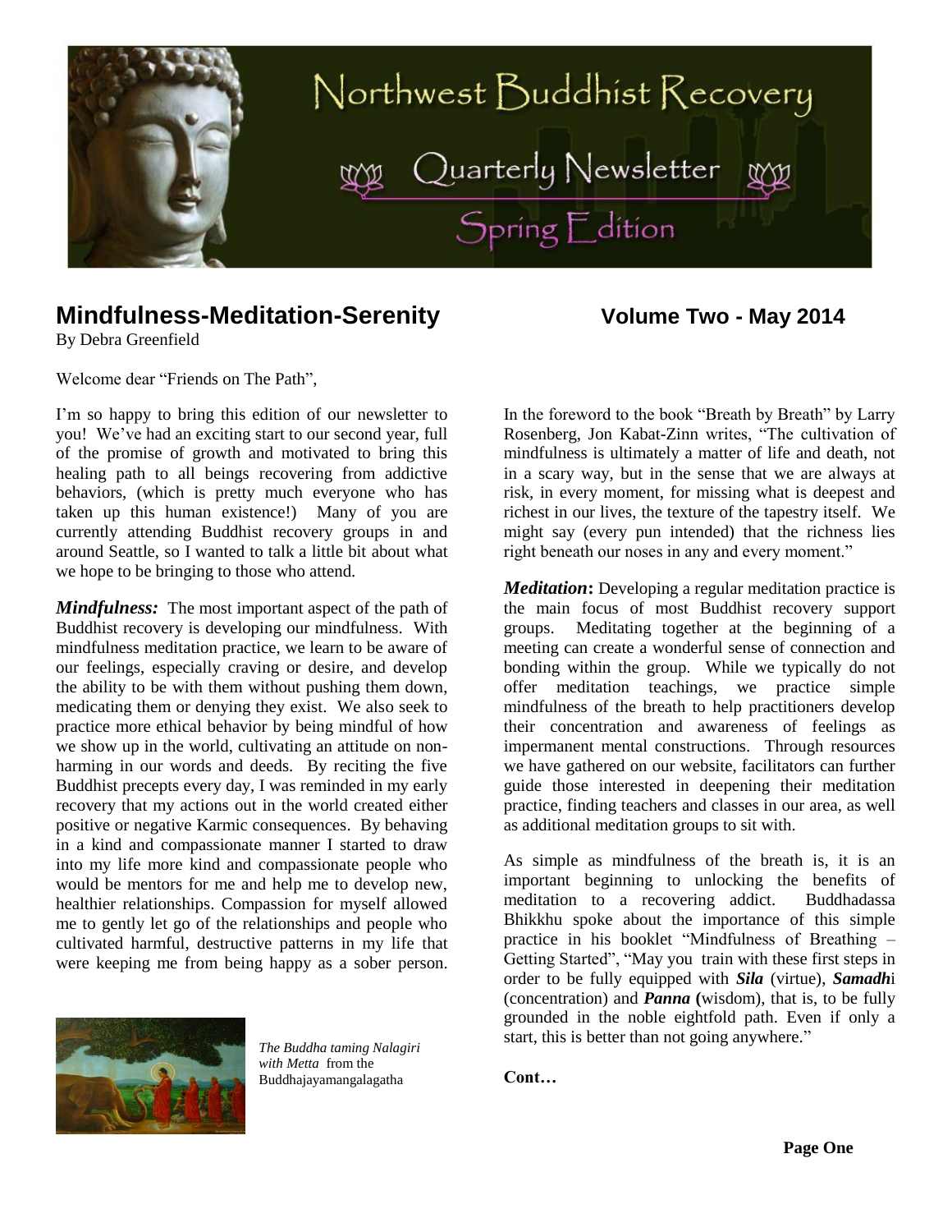# Northwest Buddhist Recovery

## Quarterly Newsletter

### Spring Edition

## Mindfulness-Meditation-Serenity

**Volume Two - May 2014**

By Debra Greenfield

Welcome dear "Friends on The Path",

I'm so happy to bring this edition of our newsletter to you! We've had an exciting start to our second year, full of the promise of growth and motivated to bring this healing path to all beings recovering from addictive behaviors, (which is pretty much everyone who has taken up this human existence!) Many of you are currently attending Buddhist recovery groups in and around Seattle, so I wanted to talk a little bit about what we hope to be bringing to those who attend.

***Mindfulness:*** The most important aspect of the path of Buddhist recovery is developing our mindfulness. With mindfulness meditation practice, we learn to be aware of our feelings, especially craving or desire, and develop the ability to be with them without pushing them down, medicating them or denying they exist. We also seek to practice more ethical behavior by being mindful of how we show up in the world, cultivating an attitude on non-harming in our words and deeds. By reciting the five Buddhist precepts every day, I was reminded in my early recovery that my actions out in the world created either positive or negative Karmic consequences. By behaving in a kind and compassionate manner I started to draw into my life more kind and compassionate people who would be mentors for me and help me to develop new, healthier relationships. Compassion for myself allowed me to gently let go of the relationships and people who cultivated harmful, destructive patterns in my life that were keeping me from being happy as a sober person.

*The Buddha taming Nalagiri with Metta* from the Buddhajayamangalagatha

In the foreword to the book "Breath by Breath" by Larry Rosenberg, Jon Kabat-Zinn writes, "The cultivation of mindfulness is ultimately a matter of life and death, not in a scary way, but in the sense that we are always at risk, in every moment, for missing what is deepest and richest in our lives, the texture of the tapestry itself. We might say (every pun intended) that the richness lies right beneath our noses in any and every moment."

***Meditation*:** Developing a regular meditation practice is the main focus of most Buddhist recovery support groups. Meditating together at the beginning of a meeting can create a wonderful sense of connection and bonding within the group. While we typically do not offer meditation teachings, we practice simple mindfulness of the breath to help practitioners develop their concentration and awareness of feelings as impermanent mental constructions. Through resources we have gathered on our website, facilitators can further guide those interested in deepening their meditation practice, finding teachers and classes in our area, as well as additional meditation groups to sit with.

As simple as mindfulness of the breath is, it is an important beginning to unlocking the benefits of meditation to a recovering addict. Buddhadassa Bhikkhu spoke about the importance of this simple practice in his booklet "Mindfulness of Breathing – Getting Started", "May you train with these first steps in order to be fully equipped with ***Sila*** (virtue), ***Samadh***i (concentration) and ***Panna*** **(**wisdom), that is, to be fully grounded in the noble eightfold path. Even if only a start, this is better than not going anywhere."

**Cont…**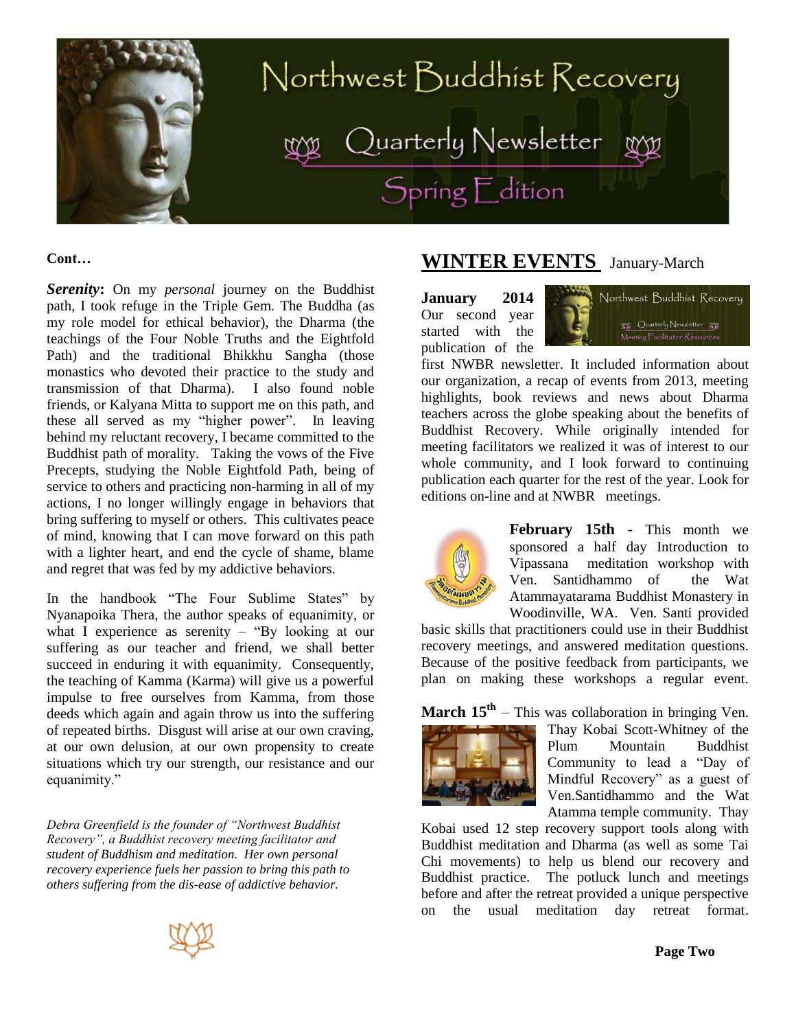# Northwest Buddhist Recovery

## Quarterly Newsletter

## Spring Edition

**Cont…**

***Serenity*:** On my *personal* journey on the Buddhist path, I took refuge in the Triple Gem. The Buddha (as my role model for ethical behavior), the Dharma (the teachings of the Four Noble Truths and the Eightfold Path) and the traditional Bhikkhu Sangha (those monastics who devoted their practice to the study and transmission of that Dharma). I also found noble friends, or Kalyana Mitta to support me on this path, and these all served as my "higher power". In leaving behind my reluctant recovery, I became committed to the Buddhist path of morality. Taking the vows of the Five Precepts, studying the Noble Eightfold Path, being of service to others and practicing non-harming in all of my actions, I no longer willingly engage in behaviors that bring suffering to myself or others. This cultivates peace of mind, knowing that I can move forward on this path with a lighter heart, and end the cycle of shame, blame and regret that was fed by my addictive behaviors.

In the handbook "The Four Sublime States" by Nyanapoika Thera, the author speaks of equanimity, or what I experience as serenity – "By looking at our suffering as our teacher and friend, we shall better succeed in enduring it with equanimity. Consequently, the teaching of Kamma (Karma) will give us a powerful impulse to free ourselves from Kamma, from those deeds which again and again throw us into the suffering of repeated births. Disgust will arise at our own craving, at our own delusion, at our own propensity to create situations which try our strength, our resistance and our equanimity."

*Debra Greenfield is the founder of "Northwest Buddhist Recovery", a Buddhist recovery meeting facilitator and student of Buddhism and meditation. Her own personal recovery experience fuels her passion to bring this path to others suffering from the dis-ease of addictive behavior.*

## WINTER EVENTS January-March

**January 2014** Our second year started with the publication of the first NWBR newsletter. It included information about our organization, a recap of events from 2013, meeting highlights, book reviews and news about Dharma teachers across the globe speaking about the benefits of Buddhist Recovery. While originally intended for meeting facilitators we realized it was of interest to our whole community, and I look forward to continuing publication each quarter for the rest of the year. Look for editions on-line and at NWBR meetings.

**February 15th** - This month we sponsored a half day Introduction to Vipassana meditation workshop with Ven. Santidhammo of the Wat Atammayatarama Buddhist Monastery in Woodinville, WA. Ven. Santi provided basic skills that practitioners could use in their Buddhist recovery meetings, and answered meditation questions. Because of the positive feedback from participants, we plan on making these workshops a regular event.

**March 15th** – This was collaboration in bringing Ven. Thay Kobai Scott-Whitney of the Plum Mountain Buddhist Community to lead a "Day of Mindful Recovery" as a guest of Ven.Santidhammo and the Wat Atamma temple community. Thay Kobai used 12 step recovery support tools along with Buddhist meditation and Dharma (as well as some Tai Chi movements) to help us blend our recovery and Buddhist practice. The potluck lunch and meetings before and after the retreat provided a unique perspective on the usual meditation day retreat format.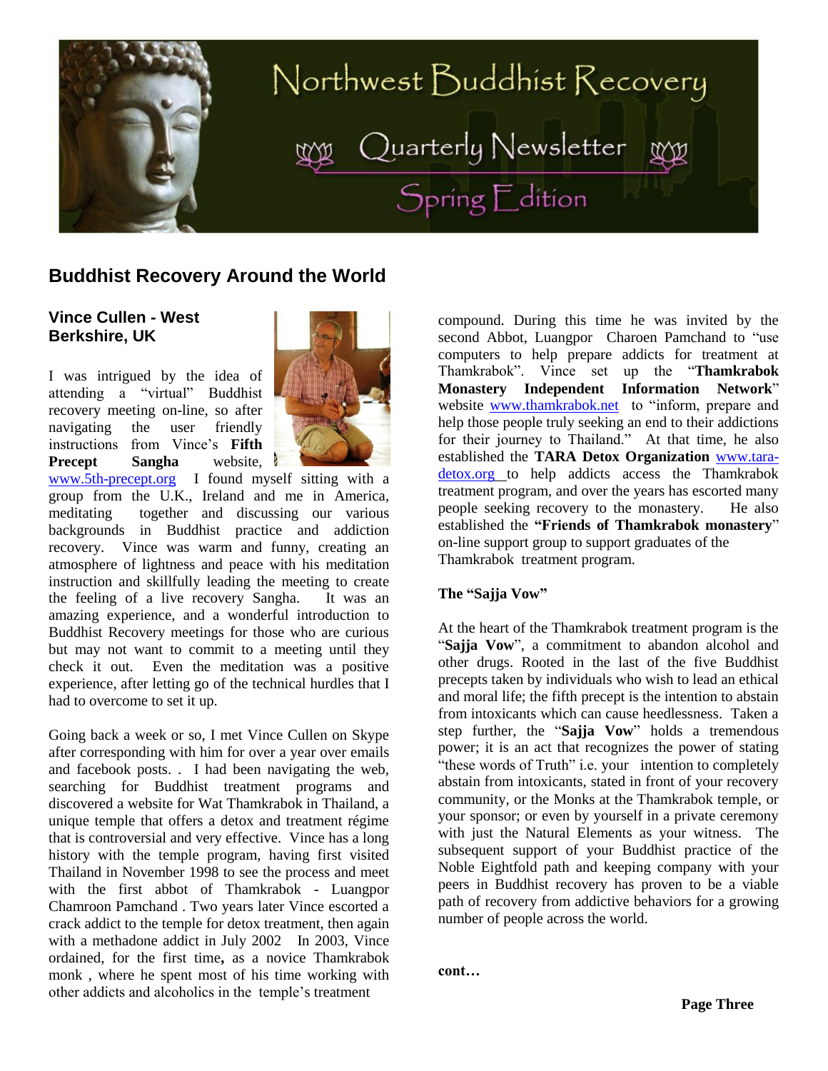# Northwest Buddhist Recovery

## Quarterly Newsletter

### Spring Edition

## Buddhist Recovery Around the World

### Vince Cullen - West Berkshire, UK

I was intrigued by the idea of attending a "virtual" Buddhist recovery meeting on-line, so after navigating the user friendly instructions from Vince's **Fifth Precept Sangha** website, www.5th-precept.org I found myself sitting with a group from the U.K., Ireland and me in America, meditating together and discussing our various backgrounds in Buddhist practice and addiction recovery. Vince was warm and funny, creating an atmosphere of lightness and peace with his meditation instruction and skillfully leading the meeting to create the feeling of a live recovery Sangha. It was an amazing experience, and a wonderful introduction to Buddhist Recovery meetings for those who are curious but may not want to commit to a meeting until they check it out. Even the meditation was a positive experience, after letting go of the technical hurdles that I had to overcome to set it up.

Going back a week or so, I met Vince Cullen on Skype after corresponding with him for over a year over emails and facebook posts. . I had been navigating the web, searching for Buddhist treatment programs and discovered a website for Wat Thamkrabok in Thailand, a unique temple that offers a detox and treatment régime that is controversial and very effective. Vince has a long history with the temple program, having first visited Thailand in November 1998 to see the process and meet with the first abbot of Thamkrabok - Luangpor Chamroon Pamchand . Two years later Vince escorted a crack addict to the temple for detox treatment, then again with a methadone addict in July 2002 In 2003, Vince ordained, for the first time**,** as a novice Thamkrabok monk , where he spent most of his time working with other addicts and alcoholics in the temple's treatment compound. During this time he was invited by the second Abbot, Luangpor Charoen Pamchand to "use computers to help prepare addicts for treatment at Thamkrabok". Vince set up the "**Thamkrabok Monastery Independent Information Network**" website www.thamkrabok.net to "inform, prepare and help those people truly seeking an end to their addictions for their journey to Thailand." At that time, he also established the **TARA Detox Organization** www.tara-detox.org to help addicts access the Thamkrabok treatment program, and over the years has escorted many people seeking recovery to the monastery. He also established the **"Friends of Thamkrabok monastery**" on-line support group to support graduates of the Thamkrabok treatment program.

**The "Sajja Vow"**

At the heart of the Thamkrabok treatment program is the "**Sajja Vow**", a commitment to abandon alcohol and other drugs. Rooted in the last of the five Buddhist precepts taken by individuals who wish to lead an ethical and moral life; the fifth precept is the intention to abstain from intoxicants which can cause heedlessness. Taken a step further, the "**Sajja Vow**" holds a tremendous power; it is an act that recognizes the power of stating "these words of Truth" i.e. your intention to completely abstain from intoxicants, stated in front of your recovery community, or the Monks at the Thamkrabok temple, or your sponsor; or even by yourself in a private ceremony with just the Natural Elements as your witness. The subsequent support of your Buddhist practice of the Noble Eightfold path and keeping company with your peers in Buddhist recovery has proven to be a viable path of recovery from addictive behaviors for a growing number of people across the world.

**cont…**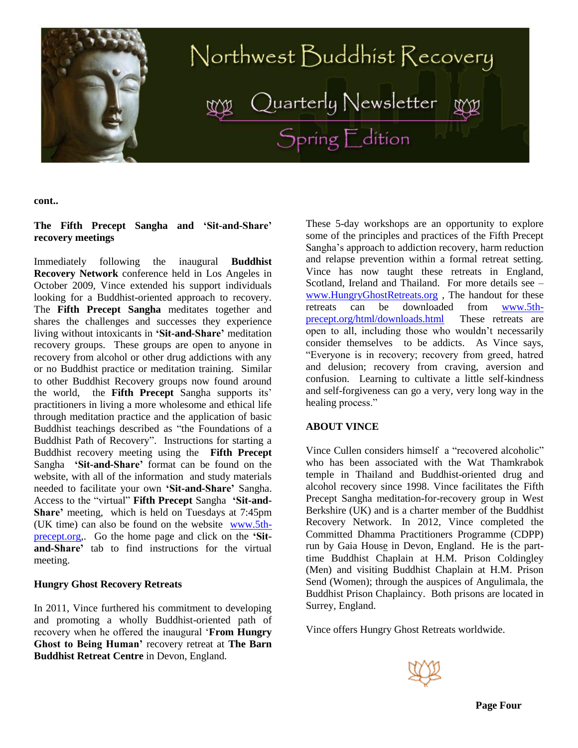cont..

**The Fifth Precept Sangha and 'Sit-and-Share' recovery meetings**

Immediately following the inaugural **Buddhist Recovery Network** conference held in Los Angeles in October 2009, Vince extended his support individuals looking for a Buddhist-oriented approach to recovery. The **Fifth Precept Sangha** meditates together and shares the challenges and successes they experience living without intoxicants in **'Sit-and-Share'** meditation recovery groups. These groups are open to anyone in recovery from alcohol or other drug addictions with any or no Buddhist practice or meditation training. Similar to other Buddhist Recovery groups now found around the world, the **Fifth Precept** Sangha supports its' practitioners in living a more wholesome and ethical life through meditation practice and the application of basic Buddhist teachings described as "the Foundations of a Buddhist Path of Recovery". Instructions for starting a Buddhist recovery meeting using the **Fifth Precept** Sangha **'Sit-and-Share'** format can be found on the website, with all of the information and study materials needed to facilitate your own **'Sit-and-Share'** Sangha. Access to the "virtual" **Fifth Precept** Sangha **'Sit-and-Share'** meeting, which is held on Tuesdays at 7:45pm (UK time) can also be found on the website www.5th-precept.org,. Go the home page and click on the **'Sit-and-Share'** tab to find instructions for the virtual meeting.

**Hungry Ghost Recovery Retreats**

In 2011, Vince furthered his commitment to developing and promoting a wholly Buddhist-oriented path of recovery when he offered the inaugural '**From Hungry Ghost to Being Human'** recovery retreat at **The Barn Buddhist Retreat Centre** in Devon, England.

These 5-day workshops are an opportunity to explore some of the principles and practices of the Fifth Precept Sangha's approach to addiction recovery, harm reduction and relapse prevention within a formal retreat setting. Vince has now taught these retreats in England, Scotland, Ireland and Thailand. For more details see – www.HungryGhostRetreats.org , The handout for these retreats can be downloaded from www.5th-precept.org/html/downloads.html These retreats are open to all, including those who wouldn't necessarily consider themselves to be addicts. As Vince says, "Everyone is in recovery; recovery from greed, hatred and delusion; recovery from craving, aversion and confusion. Learning to cultivate a little self-kindness and self-forgiveness can go a very, very long way in the healing process."

**ABOUT VINCE**

Vince Cullen considers himself a "recovered alcoholic" who has been associated with the Wat Thamkrabok temple in Thailand and Buddhist-oriented drug and alcohol recovery since 1998. Vince facilitates the Fifth Precept Sangha meditation-for-recovery group in West Berkshire (UK) and is a charter member of the Buddhist Recovery Network. In 2012, Vince completed the Committed Dhamma Practitioners Programme (CDPP) run by Gaia House in Devon, England. He is the part-time Buddhist Chaplain at H.M. Prison Coldingley (Men) and visiting Buddhist Chaplain at H.M. Prison Send (Women); through the auspices of Angulimala, the Buddhist Prison Chaplaincy. Both prisons are located in Surrey, England.

Vince offers Hungry Ghost Retreats worldwide.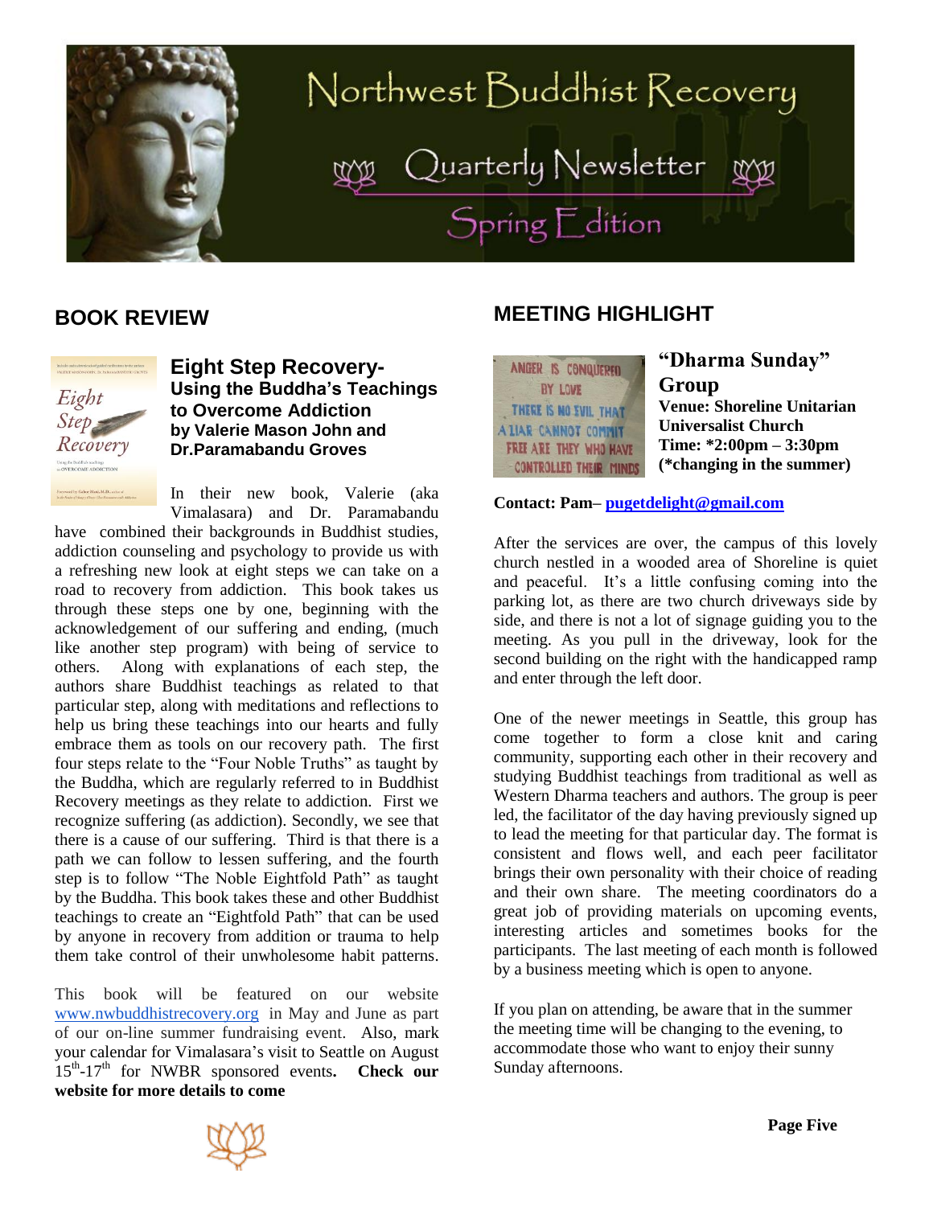# Northwest Buddhist Recovery

## Quarterly Newsletter

### Spring Edition

## BOOK REVIEW

### Eight Step Recovery- Using the Buddha's Teachings to Overcome Addiction by Valerie Mason John and Dr.Paramabandu Groves

In their new book, Valerie (aka Vimalasara) and Dr. Paramabandu have combined their backgrounds in Buddhist studies, addiction counseling and psychology to provide us with a refreshing new look at eight steps we can take on a road to recovery from addiction. This book takes us through these steps one by one, beginning with the acknowledgement of our suffering and ending, (much like another step program) with being of service to others. Along with explanations of each step, the authors share Buddhist teachings as related to that particular step, along with meditations and reflections to help us bring these teachings into our hearts and fully embrace them as tools on our recovery path. The first four steps relate to the "Four Noble Truths" as taught by the Buddha, which are regularly referred to in Buddhist Recovery meetings as they relate to addiction. First we recognize suffering (as addiction). Secondly, we see that there is a cause of our suffering. Third is that there is a path we can follow to lessen suffering, and the fourth step is to follow "The Noble Eightfold Path" as taught by the Buddha. This book takes these and other Buddhist teachings to create an "Eightfold Path" that can be used by anyone in recovery from addition or trauma to help them take control of their unwholesome habit patterns.

This book will be featured on our website www.nwbuddhistrecovery.org in May and June as part of our on-line summer fundraising event. Also, mark your calendar for Vimalasara's visit to Seattle on August 15th-17th for NWBR sponsored events. **Check our website for more details to come**

## MEETING HIGHLIGHT

### "Dharma Sunday" Group

**Venue: Shoreline Unitarian Universalist Church**
**Time: *2:00pm – 3:30pm**
**(*changing in the summer)**

**Contact: Pam– pugetdelight@gmail.com**

After the services are over, the campus of this lovely church nestled in a wooded area of Shoreline is quiet and peaceful. It's a little confusing coming into the parking lot, as there are two church driveways side by side, and there is not a lot of signage guiding you to the meeting. As you pull in the driveway, look for the second building on the right with the handicapped ramp and enter through the left door.

One of the newer meetings in Seattle, this group has come together to form a close knit and caring community, supporting each other in their recovery and studying Buddhist teachings from traditional as well as Western Dharma teachers and authors. The group is peer led, the facilitator of the day having previously signed up to lead the meeting for that particular day. The format is consistent and flows well, and each peer facilitator brings their own personality with their choice of reading and their own share. The meeting coordinators do a great job of providing materials on upcoming events, interesting articles and sometimes books for the participants. The last meeting of each month is followed by a business meeting which is open to anyone.

If you plan on attending, be aware that in the summer the meeting time will be changing to the evening, to accommodate those who want to enjoy their sunny Sunday afternoons.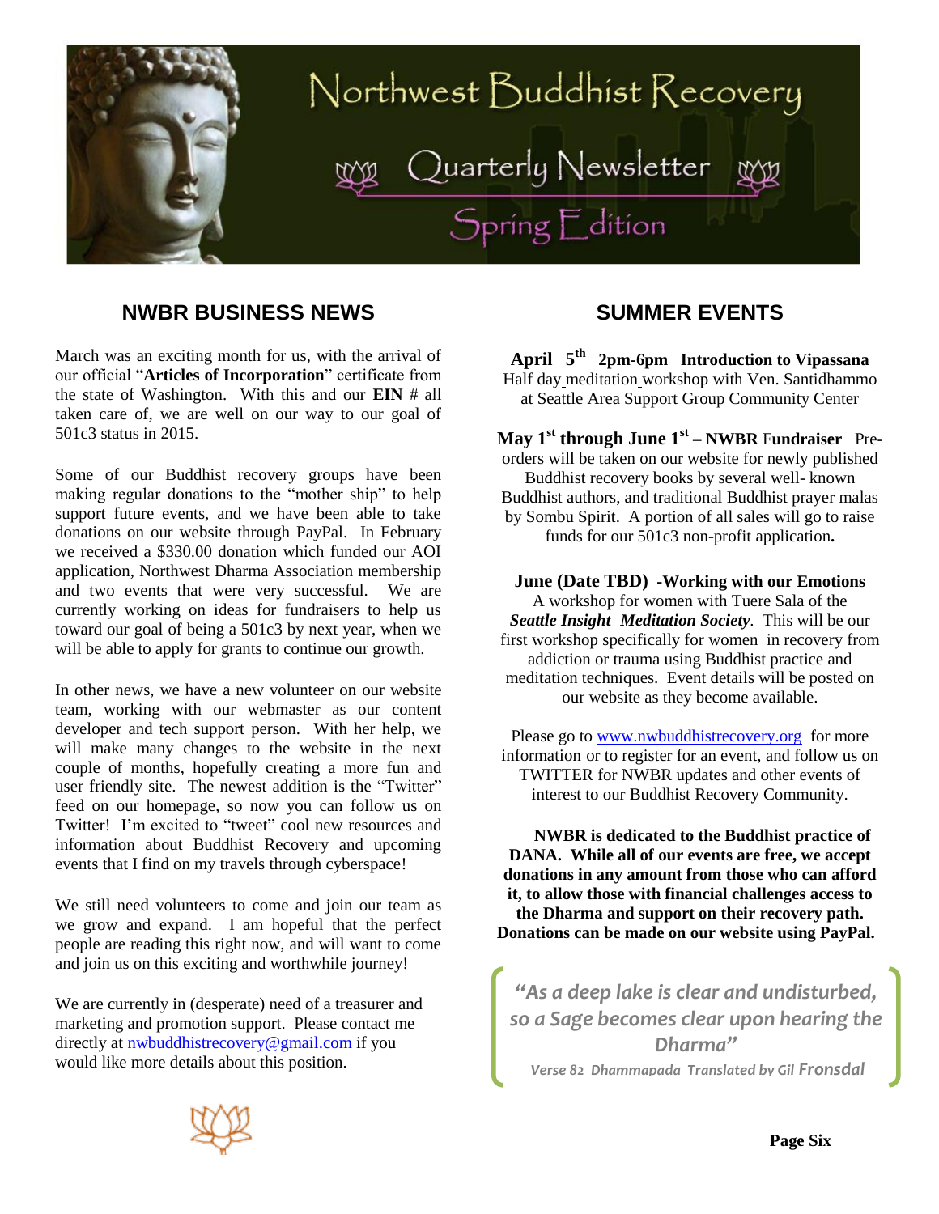# Northwest Buddhist Recovery

## Quarterly Newsletter

## Spring Edition

## NWBR BUSINESS NEWS

March was an exciting month for us, with the arrival of our official "**Articles of Incorporation**" certificate from the state of Washington. With this and our **EIN** # all taken care of, we are well on our way to our goal of 501c3 status in 2015.

Some of our Buddhist recovery groups have been making regular donations to the "mother ship" to help support future events, and we have been able to take donations on our website through PayPal. In February we received a $330.00 donation which funded our AOI application, Northwest Dharma Association membership and two events that were very successful. We are currently working on ideas for fundraisers to help us toward our goal of being a 501c3 by next year, when we will be able to apply for grants to continue our growth.

In other news, we have a new volunteer on our website team, working with our webmaster as our content developer and tech support person. With her help, we will make many changes to the website in the next couple of months, hopefully creating a more fun and user friendly site. The newest addition is the "Twitter" feed on our homepage, so now you can follow us on Twitter! I'm excited to "tweet" cool new resources and information about Buddhist Recovery and upcoming events that I find on my travels through cyberspace!

We still need volunteers to come and join our team as we grow and expand. I am hopeful that the perfect people are reading this right now, and will want to come and join us on this exciting and worthwhile journey!

We are currently in (desperate) need of a treasurer and marketing and promotion support. Please contact me directly at nwbuddhistrecovery@gmail.com if you would like more details about this position.

## SUMMER EVENTS

**April 5th 2pm-6pm Introduction to Vipassana**
Half day meditation workshop with Ven. Santidhammo at Seattle Area Support Group Community Center

**May 1st through June 1st – NWBR Fundraiser** Pre-orders will be taken on our website for newly published Buddhist recovery books by several well- known Buddhist authors, and traditional Buddhist prayer malas by Sombu Spirit. A portion of all sales will go to raise funds for our 501c3 non-profit application**.**

**June (Date TBD) -Working with our Emotions**
A workshop for women with Tuere Sala of the ***Seattle Insight Meditation Society***. This will be our first workshop specifically for women in recovery from addiction or trauma using Buddhist practice and meditation techniques. Event details will be posted on our website as they become available.

Please go to www.nwbuddhistrecovery.org for more information or to register for an event, and follow us on TWITTER for NWBR updates and other events of interest to our Buddhist Recovery Community.

**NWBR is dedicated to the Buddhist practice of DANA. While all of our events are free, we accept donations in any amount from those who can afford it, to allow those with financial challenges access to the Dharma and support on their recovery path. Donations can be made on our website using PayPal.**

> *"As a deep lake is clear and undisturbed, so a Sage becomes clear upon hearing the Dharma"*
>
> *Verse 82 Dhammapada Translated by Gil Fronsdal*